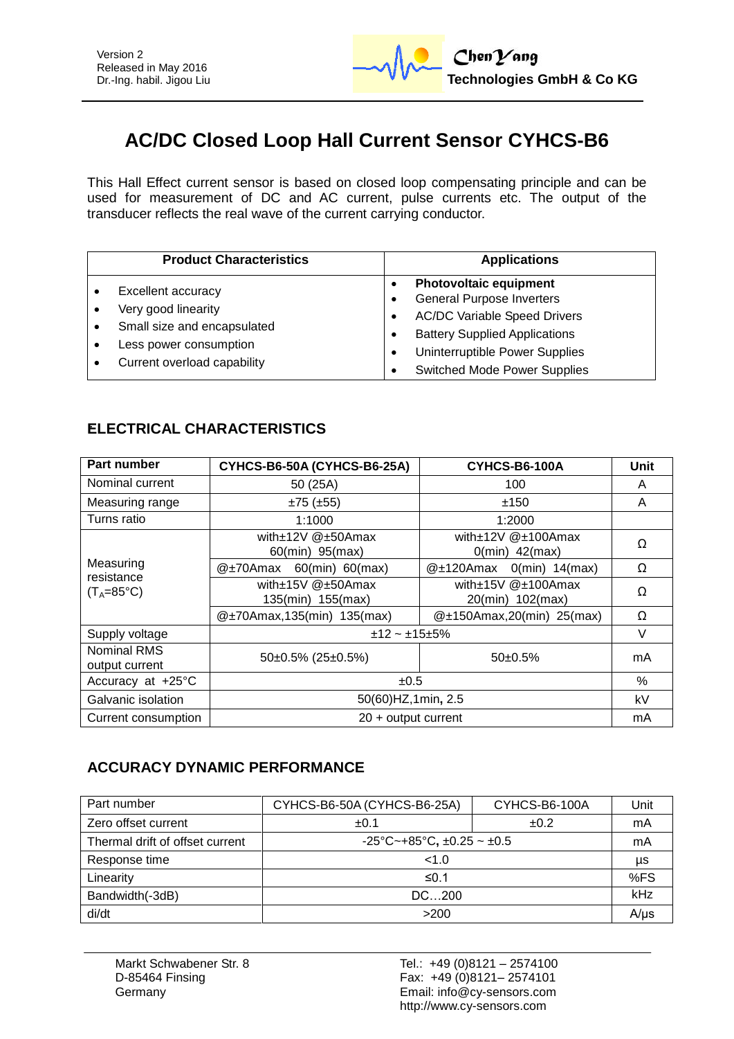Version 2
Released in May 2016
Dr.-Ing. habil. Jigou Liu

**ChenYang Technologies GmbH & Co KG**

# AC/DC Closed Loop Hall Current Sensor CYHCS-B6

This Hall Effect current sensor is based on closed loop compensating principle and can be used for measurement of DC and AC current, pulse currents etc. The output of the transducer reflects the real wave of the current carrying conductor.

| Product Characteristics | Applications |
|---|---|
| • Excellent accuracy<br>• Very good linearity<br>• Small size and encapsulated<br>• Less power consumption<br>• Current overload capability | • **Photovoltaic equipment**<br>• General Purpose Inverters<br>• AC/DC Variable Speed Drivers<br>• Battery Supplied Applications<br>• Uninterruptible Power Supplies<br>• Switched Mode Power Supplies |

## ELECTRICAL CHARACTERISTICS

| Part number | CYHCS-B6-50A (CYHCS-B6-25A) | CYHCS-B6-100A | Unit |
|---|---|---|---|
| Nominal current | 50 (25A) | 100 | A |
| Measuring range | ±75 (±55) | ±150 | A |
| Turns ratio | 1:1000 | 1:2000 | |
| Measuring resistance ($T_A$=85°C) | with±12V @±50Amax 60(min) 95(max) | with±12V @±100Amax 0(min) 42(max) | Ω |
| | @±70Amax 60(min) 60(max) | @±120Amax 0(min) 14(max) | Ω |
| | with±15V @±50Amax 135(min) 155(max) | with±15V @±100Amax 20(min) 102(max) | Ω |
| | @±70Amax,135(min) 135(max) | @±150Amax,20(min) 25(max) | Ω |
| Supply voltage | ±12 ~ ±15±5% | | V |
| Nominal RMS output current | 50±0.5% (25±0.5%) | 50±0.5% | mA |
| Accuracy at +25°C | ±0.5 | | % |
| Galvanic isolation | 50(60)HZ,1min, 2.5 | | kV |
| Current consumption | 20 + output current | | mA |

## ACCURACY DYNAMIC PERFORMANCE

| Part number | CYHCS-B6-50A (CYHCS-B6-25A) | CYHCS-B6-100A | Unit |
|---|---|---|---|
| Zero offset current | ±0.1 | ±0.2 | mA |
| Thermal drift of offset current | -25°C~+85°C, ±0.25 ~ ±0.5 | | mA |
| Response time | <1.0 | | µs |
| Linearity | ≤0.1 | | %FS |
| Bandwidth(-3dB) | DC…200 | | kHz |
| di/dt | >200 | | A/µs |

Markt Schwabener Str. 8
D-85464 Finsing
Germany

Tel.: +49 (0)8121 – 2574100
Fax: +49 (0)8121– 2574101
Email: info@cy-sensors.com
http://www.cy-sensors.com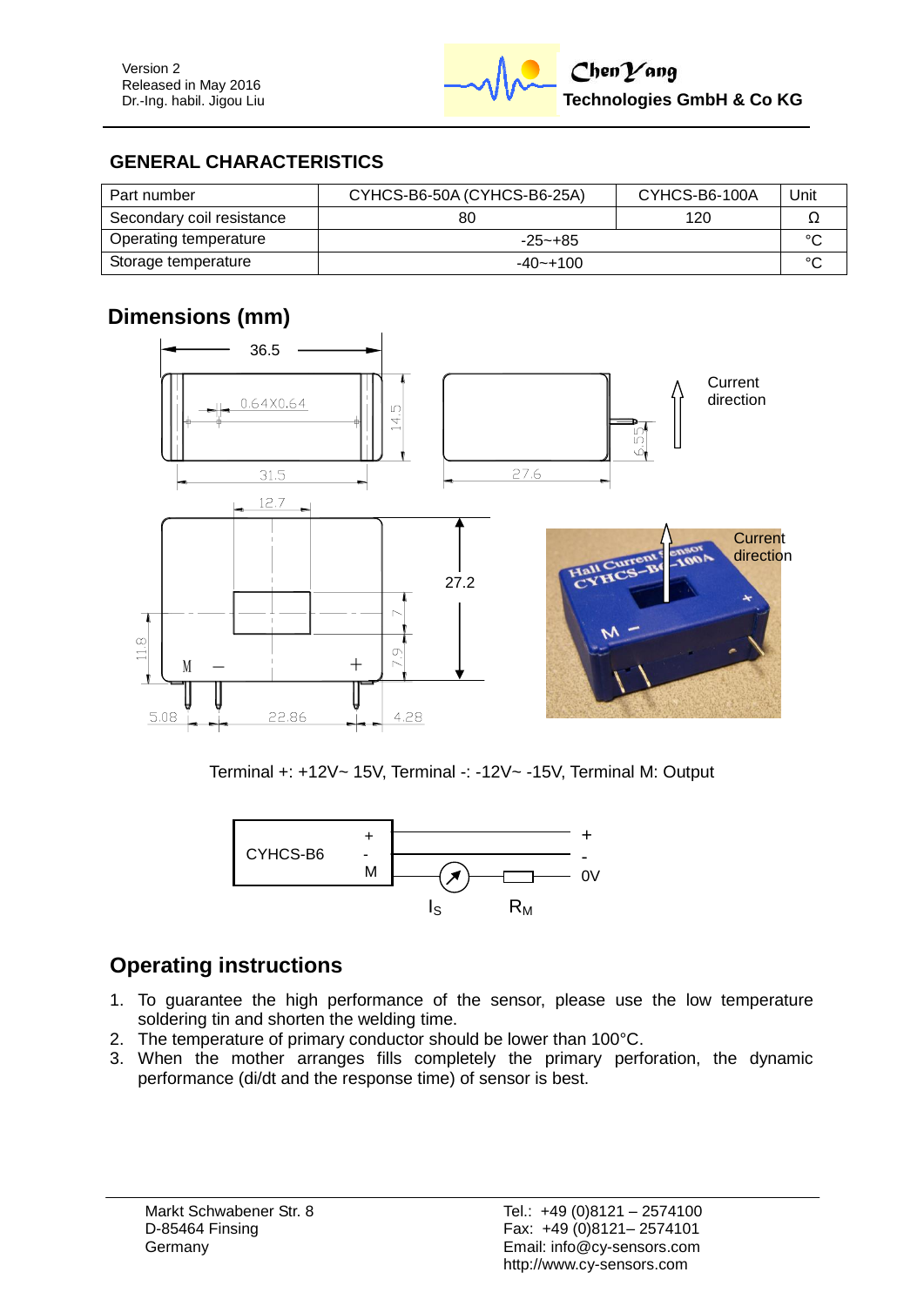## GENERAL CHARACTERISTICS

| Part number | CYHCS-B6-50A (CYHCS-B6-25A) | CYHCS-B6-100A | Unit |
|---|---|---|---|
| Secondary coil resistance | 80 | 120 | Ω |
| Operating temperature | -25~+85 | | °C |
| Storage temperature | -40~+100 | | °C |

## Dimensions (mm)

36.5
0.64X0.64
14.5
31.5
27.6
6.55
Current direction
12.7
27.2
11.8
7
7.9
M
–
+
5.08
22.86
4.28
Current direction

Terminal +: +12V~ 15V, Terminal -: -12V~ -15V, Terminal M: Output

CYHCS-B6
+
-
M
+
-
0V
$I_S$
$R_M$

## Operating instructions

1. To guarantee the high performance of the sensor, please use the low temperature soldering tin and shorten the welding time.
2. The temperature of primary conductor should be lower than 100°C.
3. When the mother arranges fills completely the primary perforation, the dynamic performance (di/dt and the response time) of sensor is best.